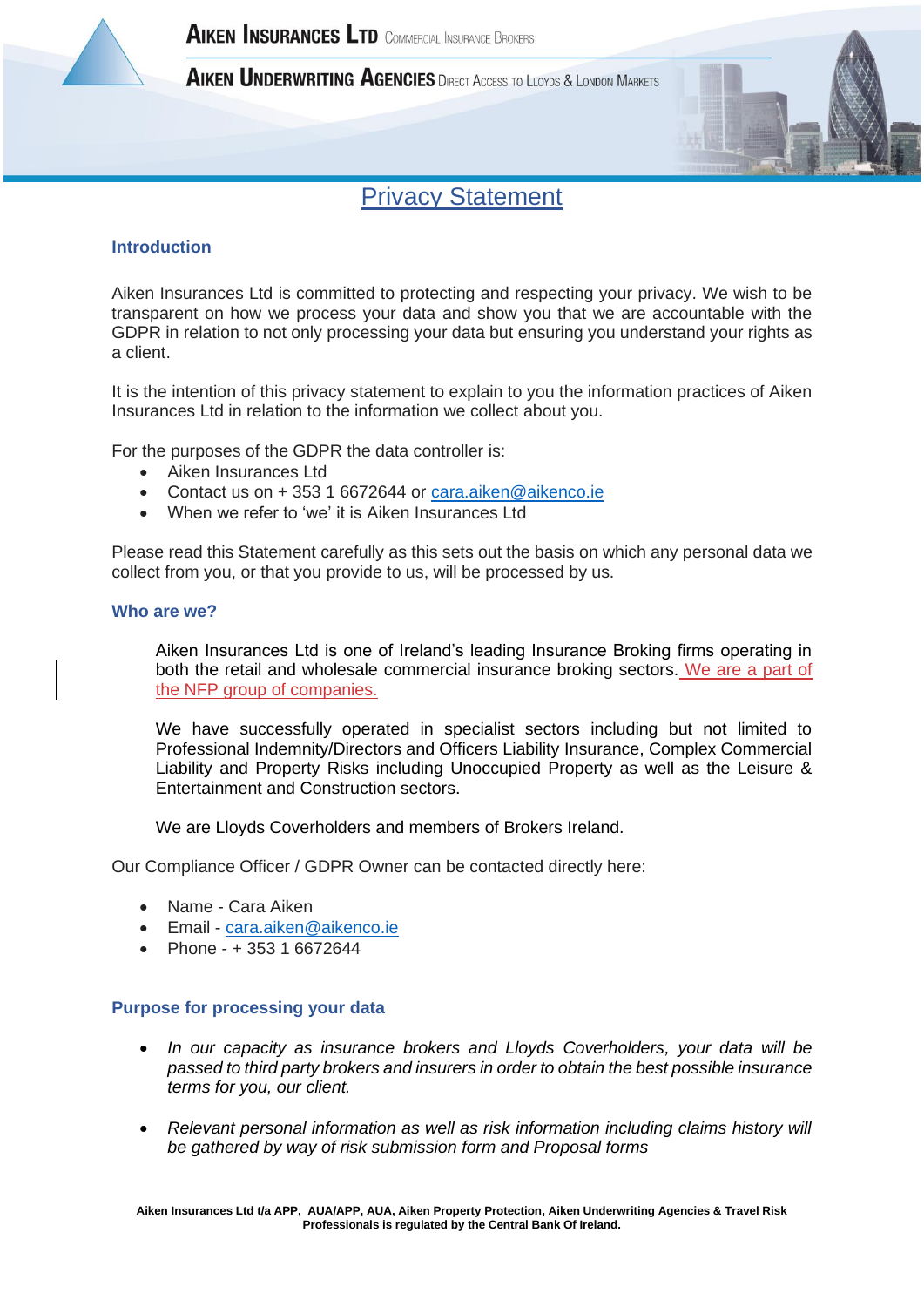**Aiken Insurances Ltd** Commercial Insurance Brokers

**Aiken Underwriting Agencies** Direct Access to Lloyds & London Markets

# Privacy Statement

### Introduction

Aiken Insurances Ltd is committed to protecting and respecting your privacy. We wish to be transparent on how we process your data and show you that we are accountable with the GDPR in relation to not only processing your data but ensuring you understand your rights as a client.

It is the intention of this privacy statement to explain to you the information practices of Aiken Insurances Ltd in relation to the information we collect about you.

For the purposes of the GDPR the data controller is:

- Aiken Insurances Ltd
- Contact us on + 353 1 6672644 or cara.aiken@aikenco.ie
- When we refer to 'we' it is Aiken Insurances Ltd

Please read this Statement carefully as this sets out the basis on which any personal data we collect from you, or that you provide to us, will be processed by us.

### Who are we?

Aiken Insurances Ltd is one of Ireland's leading Insurance Broking firms operating in both the retail and wholesale commercial insurance broking sectors. We are a part of the NFP group of companies.

We have successfully operated in specialist sectors including but not limited to Professional Indemnity/Directors and Officers Liability Insurance, Complex Commercial Liability and Property Risks including Unoccupied Property as well as the Leisure & Entertainment and Construction sectors.

We are Lloyds Coverholders and members of Brokers Ireland.

Our Compliance Officer / GDPR Owner can be contacted directly here:

- Name - Cara Aiken
- Email - cara.aiken@aikenco.ie
- Phone - + 353 1 6672644

### Purpose for processing your data

- *In our capacity as insurance brokers and Lloyds Coverholders, your data will be passed to third party brokers and insurers in order to obtain the best possible insurance terms for you, our client.*

- *Relevant personal information as well as risk information including claims history will be gathered by way of risk submission form and Proposal forms*

**Aiken Insurances Ltd t/a APP, AUA/APP, AUA, Aiken Property Protection, Aiken Underwriting Agencies & Travel Risk Professionals is regulated by the Central Bank Of Ireland.**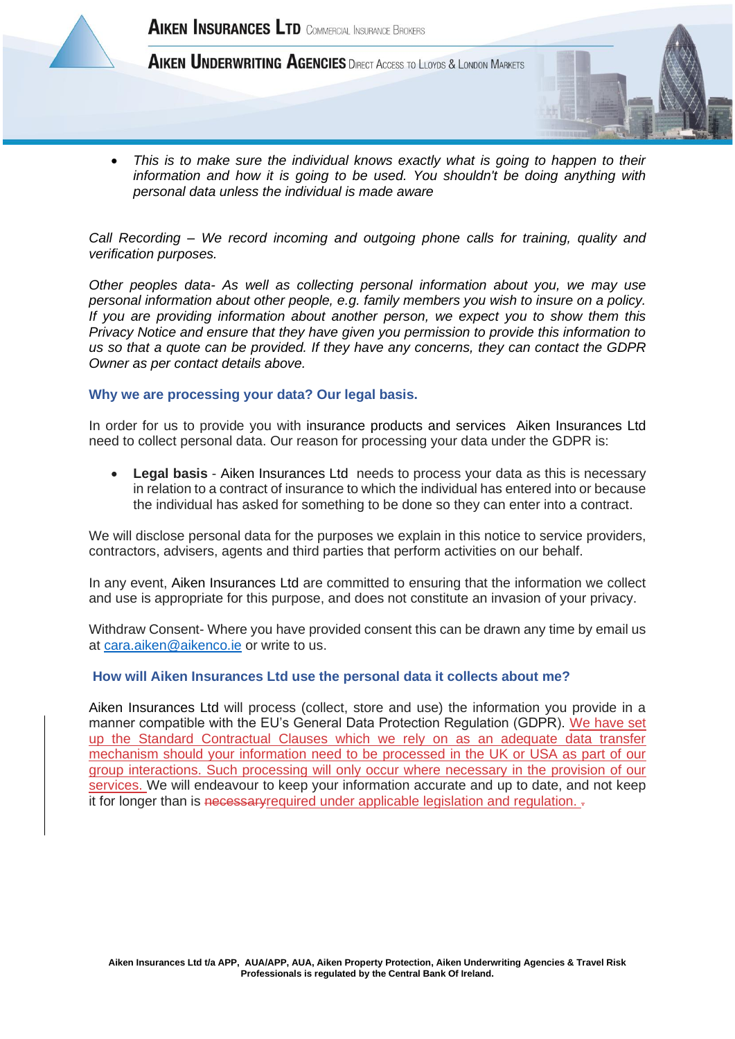- *This is to make sure the individual knows exactly what is going to happen to their information and how it is going to be used. You shouldn't be doing anything with personal data unless the individual is made aware*

*Call Recording – We record incoming and outgoing phone calls for training, quality and verification purposes.*

*Other peoples data- As well as collecting personal information about you, we may use personal information about other people, e.g. family members you wish to insure on a policy. If you are providing information about another person, we expect you to show them this Privacy Notice and ensure that they have given you permission to provide this information to us so that a quote can be provided. If they have any concerns, they can contact the GDPR Owner as per contact details above.*

### Why we are processing your data? Our legal basis.

In order for us to provide you with insurance products and services Aiken Insurances Ltd need to collect personal data. Our reason for processing your data under the GDPR is:

- **Legal basis** - Aiken Insurances Ltd needs to process your data as this is necessary in relation to a contract of insurance to which the individual has entered into or because the individual has asked for something to be done so they can enter into a contract.

We will disclose personal data for the purposes we explain in this notice to service providers, contractors, advisers, agents and third parties that perform activities on our behalf.

In any event, Aiken Insurances Ltd are committed to ensuring that the information we collect and use is appropriate for this purpose, and does not constitute an invasion of your privacy.

Withdraw Consent- Where you have provided consent this can be drawn any time by email us at cara.aiken@aikenco.ie or write to us.

### How will Aiken Insurances Ltd use the personal data it collects about me?

Aiken Insurances Ltd will process (collect, store and use) the information you provide in a manner compatible with the EU's General Data Protection Regulation (GDPR). We have set up the Standard Contractual Clauses which we rely on as an adequate data transfer mechanism should your information need to be processed in the UK or USA as part of our group interactions. Such processing will only occur where necessary in the provision of our services. We will endeavour to keep your information accurate and up to date, and not keep it for longer than is ~~necessary~~required under applicable legislation and regulation.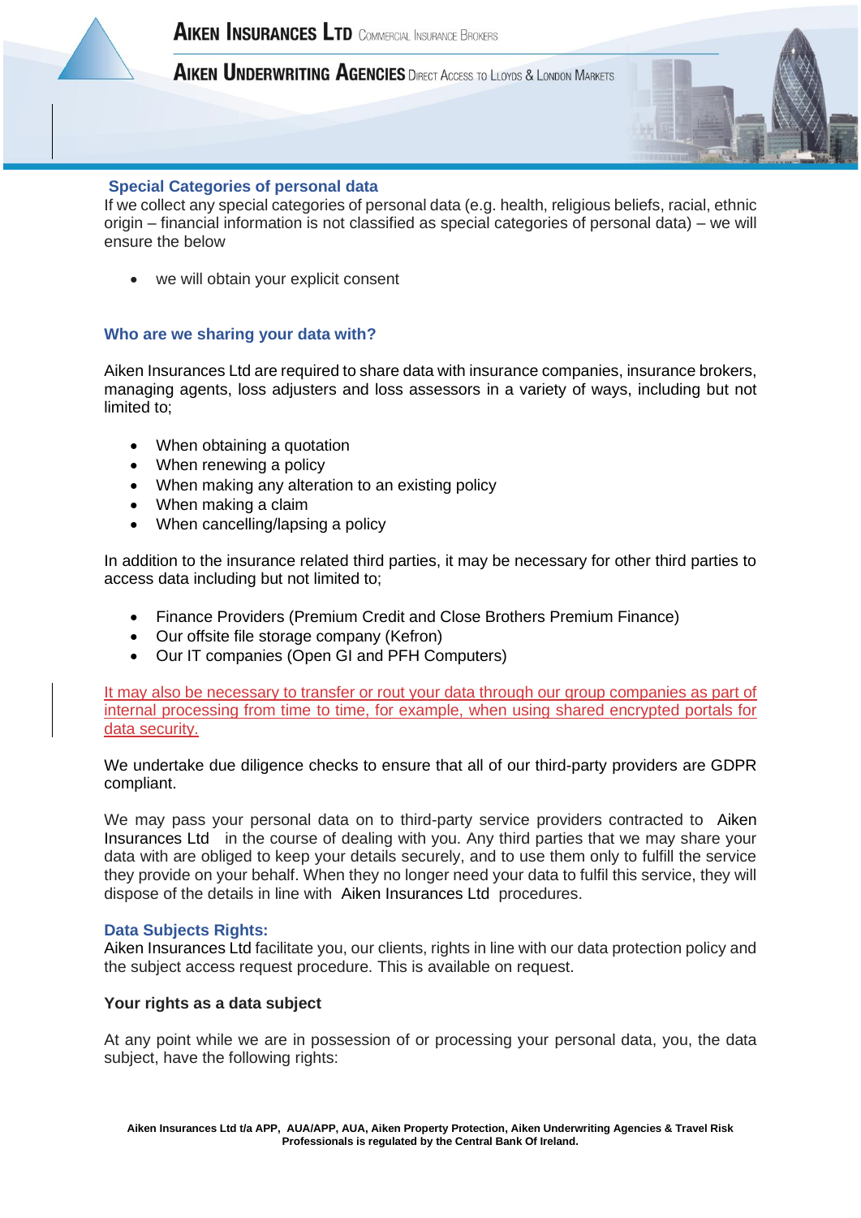## Special Categories of personal data

If we collect any special categories of personal data (e.g. health, religious beliefs, racial, ethnic origin – financial information is not classified as special categories of personal data) – we will ensure the below

- we will obtain your explicit consent

## Who are we sharing your data with?

Aiken Insurances Ltd are required to share data with insurance companies, insurance brokers, managing agents, loss adjusters and loss assessors in a variety of ways, including but not limited to;

- When obtaining a quotation
- When renewing a policy
- When making any alteration to an existing policy
- When making a claim
- When cancelling/lapsing a policy

In addition to the insurance related third parties, it may be necessary for other third parties to access data including but not limited to;

- Finance Providers (Premium Credit and Close Brothers Premium Finance)
- Our offsite file storage company (Kefron)
- Our IT companies (Open GI and PFH Computers)

It may also be necessary to transfer or rout your data through our group companies as part of internal processing from time to time, for example, when using shared encrypted portals for data security.

We undertake due diligence checks to ensure that all of our third-party providers are GDPR compliant.

We may pass your personal data on to third-party service providers contracted to Aiken Insurances Ltd in the course of dealing with you. Any third parties that we may share your data with are obliged to keep your details securely, and to use them only to fulfill the service they provide on your behalf. When they no longer need your data to fulfil this service, they will dispose of the details in line with Aiken Insurances Ltd procedures.

## Data Subjects Rights:

Aiken Insurances Ltd facilitate you, our clients, rights in line with our data protection policy and the subject access request procedure. This is available on request.

### Your rights as a data subject

At any point while we are in possession of or processing your personal data, you, the data subject, have the following rights: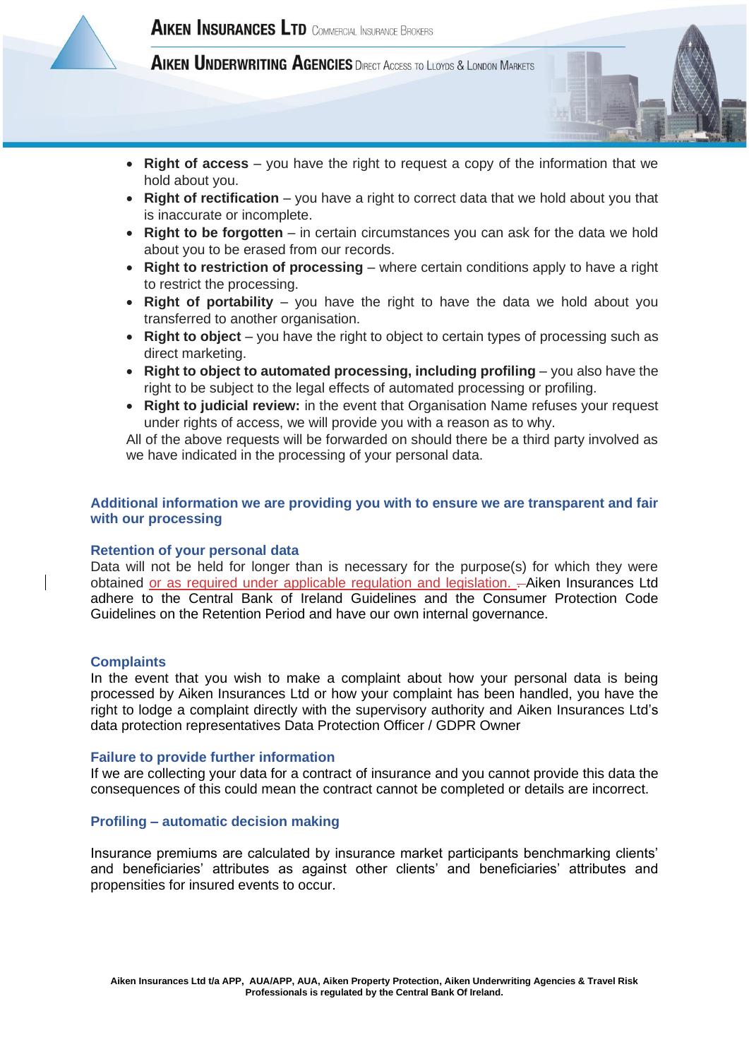- **Right of access** – you have the right to request a copy of the information that we hold about you.
- **Right of rectification** – you have a right to correct data that we hold about you that is inaccurate or incomplete.
- **Right to be forgotten** – in certain circumstances you can ask for the data we hold about you to be erased from our records.
- **Right to restriction of processing** – where certain conditions apply to have a right to restrict the processing.
- **Right of portability** – you have the right to have the data we hold about you transferred to another organisation.
- **Right to object** – you have the right to object to certain types of processing such as direct marketing.
- **Right to object to automated processing, including profiling** – you also have the right to be subject to the legal effects of automated processing or profiling.
- **Right to judicial review:** in the event that Organisation Name refuses your request under rights of access, we will provide you with a reason as to why.

All of the above requests will be forwarded on should there be a third party involved as we have indicated in the processing of your personal data.

## Additional information we are providing you with to ensure we are transparent and fair with our processing

### Retention of your personal data

Data will not be held for longer than is necessary for the purpose(s) for which they were obtained or as required under applicable regulation and legislation. Aiken Insurances Ltd adhere to the Central Bank of Ireland Guidelines and the Consumer Protection Code Guidelines on the Retention Period and have our own internal governance.

### Complaints

In the event that you wish to make a complaint about how your personal data is being processed by Aiken Insurances Ltd or how your complaint has been handled, you have the right to lodge a complaint directly with the supervisory authority and Aiken Insurances Ltd's data protection representatives Data Protection Officer / GDPR Owner

### Failure to provide further information

If we are collecting your data for a contract of insurance and you cannot provide this data the consequences of this could mean the contract cannot be completed or details are incorrect.

### Profiling – automatic decision making

Insurance premiums are calculated by insurance market participants benchmarking clients' and beneficiaries' attributes as against other clients' and beneficiaries' attributes and propensities for insured events to occur.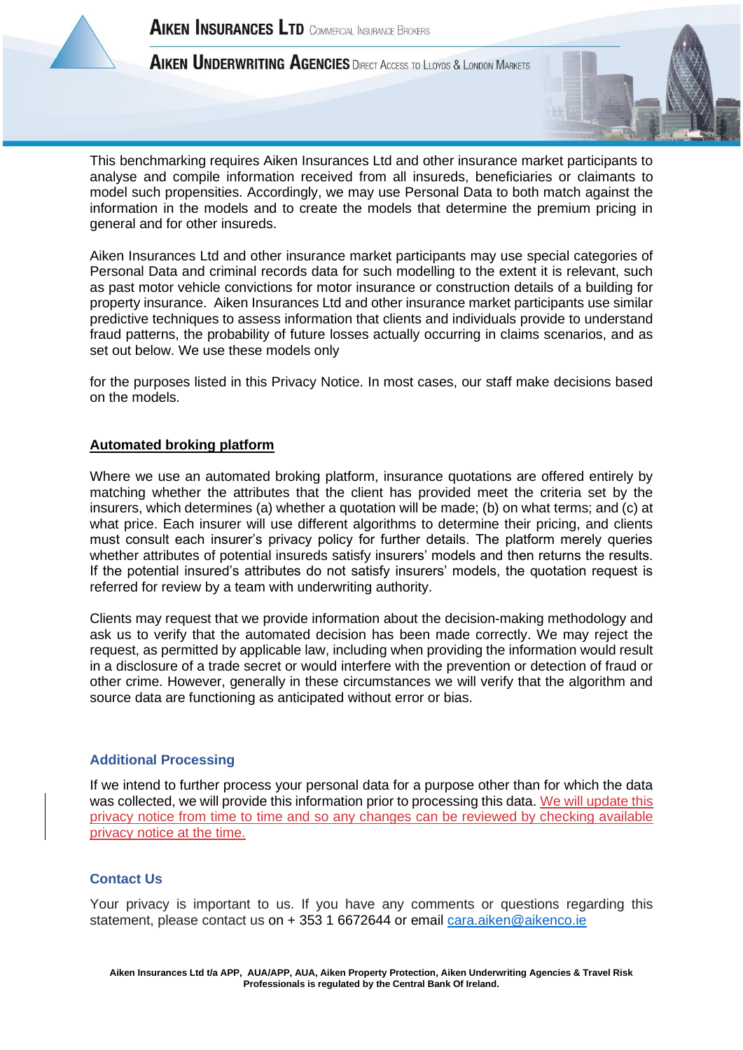This benchmarking requires Aiken Insurances Ltd and other insurance market participants to analyse and compile information received from all insureds, beneficiaries or claimants to model such propensities. Accordingly, we may use Personal Data to both match against the information in the models and to create the models that determine the premium pricing in general and for other insureds.

Aiken Insurances Ltd and other insurance market participants may use special categories of Personal Data and criminal records data for such modelling to the extent it is relevant, such as past motor vehicle convictions for motor insurance or construction details of a building for property insurance. Aiken Insurances Ltd and other insurance market participants use similar predictive techniques to assess information that clients and individuals provide to understand fraud patterns, the probability of future losses actually occurring in claims scenarios, and as set out below. We use these models only

for the purposes listed in this Privacy Notice. In most cases, our staff make decisions based on the models.

**Automated broking platform**

Where we use an automated broking platform, insurance quotations are offered entirely by matching whether the attributes that the client has provided meet the criteria set by the insurers, which determines (a) whether a quotation will be made; (b) on what terms; and (c) at what price. Each insurer will use different algorithms to determine their pricing, and clients must consult each insurer's privacy policy for further details. The platform merely queries whether attributes of potential insureds satisfy insurers' models and then returns the results. If the potential insured's attributes do not satisfy insurers' models, the quotation request is referred for review by a team with underwriting authority.

Clients may request that we provide information about the decision-making methodology and ask us to verify that the automated decision has been made correctly. We may reject the request, as permitted by applicable law, including when providing the information would result in a disclosure of a trade secret or would interfere with the prevention or detection of fraud or other crime. However, generally in these circumstances we will verify that the algorithm and source data are functioning as anticipated without error or bias.

## Additional Processing

If we intend to further process your personal data for a purpose other than for which the data was collected, we will provide this information prior to processing this data. We will update this privacy notice from time to time and so any changes can be reviewed by checking available privacy notice at the time.

## Contact Us

Your privacy is important to us. If you have any comments or questions regarding this statement, please contact us on + 353 1 6672644 or email cara.aiken@aikenco.ie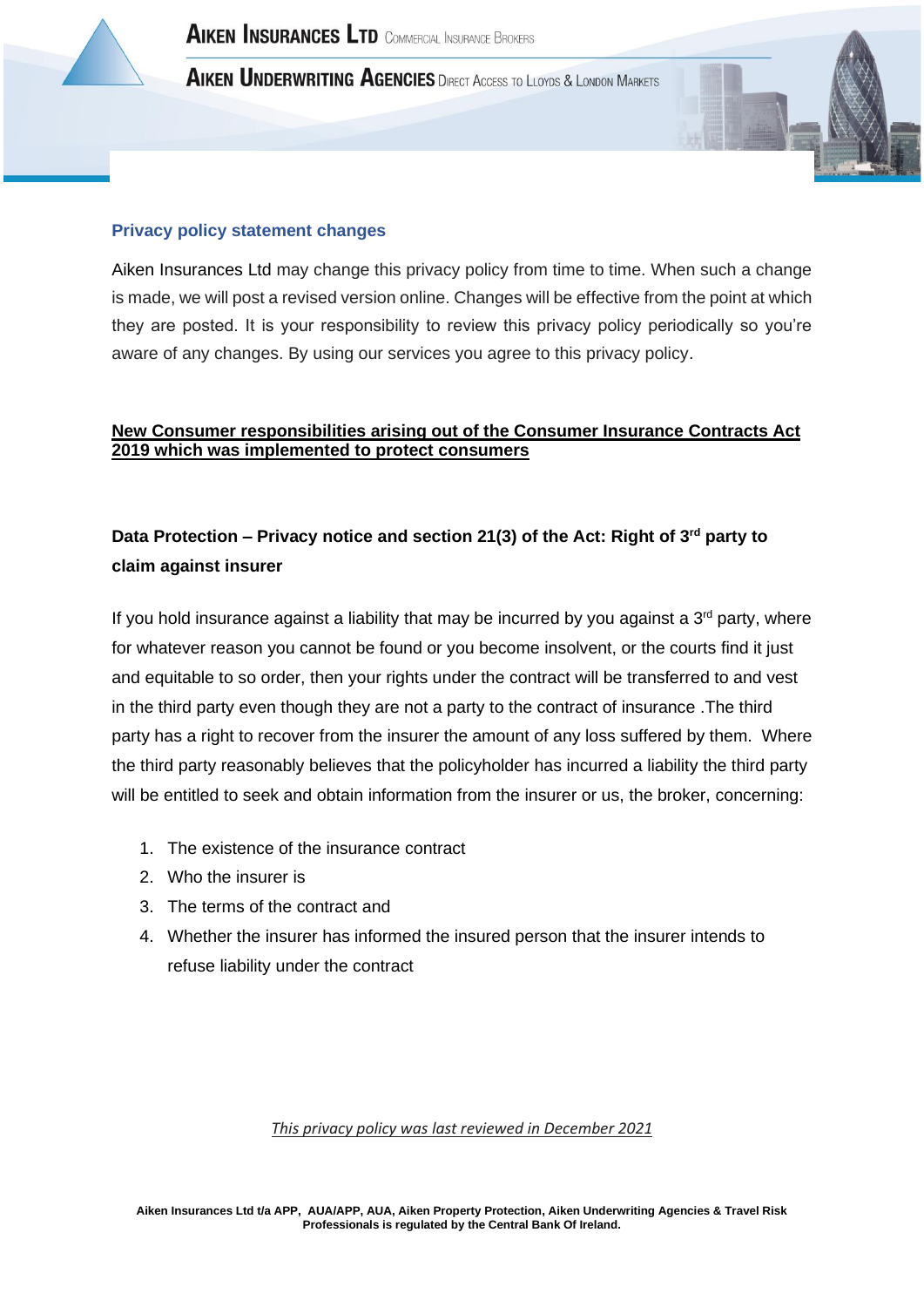### Privacy policy statement changes

Aiken Insurances Ltd may change this privacy policy from time to time. When such a change is made, we will post a revised version online. Changes will be effective from the point at which they are posted. It is your responsibility to review this privacy policy periodically so you're aware of any changes. By using our services you agree to this privacy policy.

**<u>New Consumer responsibilities arising out of the Consumer Insurance Contracts Act 2019 which was implemented to protect consumers</u>**

**Data Protection – Privacy notice and section 21(3) of the Act: Right of 3rd party to claim against insurer**

If you hold insurance against a liability that may be incurred by you against a 3rd party, where for whatever reason you cannot be found or you become insolvent, or the courts find it just and equitable to so order, then your rights under the contract will be transferred to and vest in the third party even though they are not a party to the contract of insurance .The third party has a right to recover from the insurer the amount of any loss suffered by them. Where the third party reasonably believes that the policyholder has incurred a liability the third party will be entitled to seek and obtain information from the insurer or us, the broker, concerning:

1. The existence of the insurance contract
2. Who the insurer is
3. The terms of the contract and
4. Whether the insurer has informed the insured person that the insurer intends to refuse liability under the contract

*<u>This privacy policy was last reviewed in December 2021</u>*